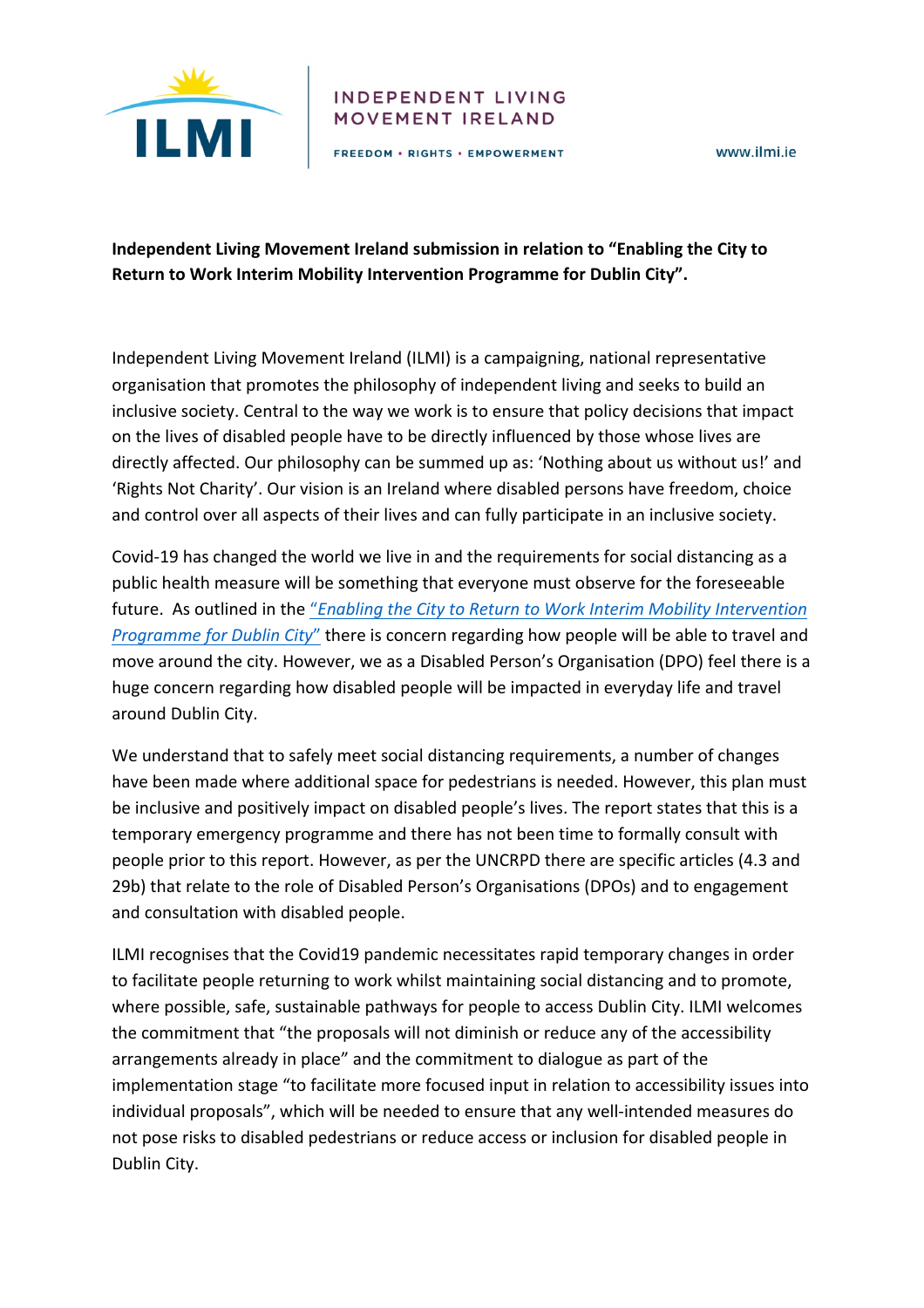**Independent Living Movement Ireland submission in relation to "Enabling the City to Return to Work Interim Mobility Intervention Programme for Dublin City".**

Independent Living Movement Ireland (ILMI) is a campaigning, national representative organisation that promotes the philosophy of independent living and seeks to build an inclusive society. Central to the way we work is to ensure that policy decisions that impact on the lives of disabled people have to be directly influenced by those whose lives are directly affected. Our philosophy can be summed up as: 'Nothing about us without us!' and 'Rights Not Charity'. Our vision is an Ireland where disabled persons have freedom, choice and control over all aspects of their lives and can fully participate in an inclusive society.

Covid-19 has changed the world we live in and the requirements for social distancing as a public health measure will be something that everyone must observe for the foreseeable future. As outlined in the *"Enabling the City to Return to Work Interim Mobility Intervention Programme for Dublin City"* there is concern regarding how people will be able to travel and move around the city. However, we as a Disabled Person's Organisation (DPO) feel there is a huge concern regarding how disabled people will be impacted in everyday life and travel around Dublin City.

We understand that to safely meet social distancing requirements, a number of changes have been made where additional space for pedestrians is needed. However, this plan must be inclusive and positively impact on disabled people's lives. The report states that this is a temporary emergency programme and there has not been time to formally consult with people prior to this report. However, as per the UNCRPD there are specific articles (4.3 and 29b) that relate to the role of Disabled Person's Organisations (DPOs) and to engagement and consultation with disabled people.

ILMI recognises that the Covid19 pandemic necessitates rapid temporary changes in order to facilitate people returning to work whilst maintaining social distancing and to promote, where possible, safe, sustainable pathways for people to access Dublin City. ILMI welcomes the commitment that "the proposals will not diminish or reduce any of the accessibility arrangements already in place" and the commitment to dialogue as part of the implementation stage "to facilitate more focused input in relation to accessibility issues into individual proposals", which will be needed to ensure that any well-intended measures do not pose risks to disabled pedestrians or reduce access or inclusion for disabled people in Dublin City.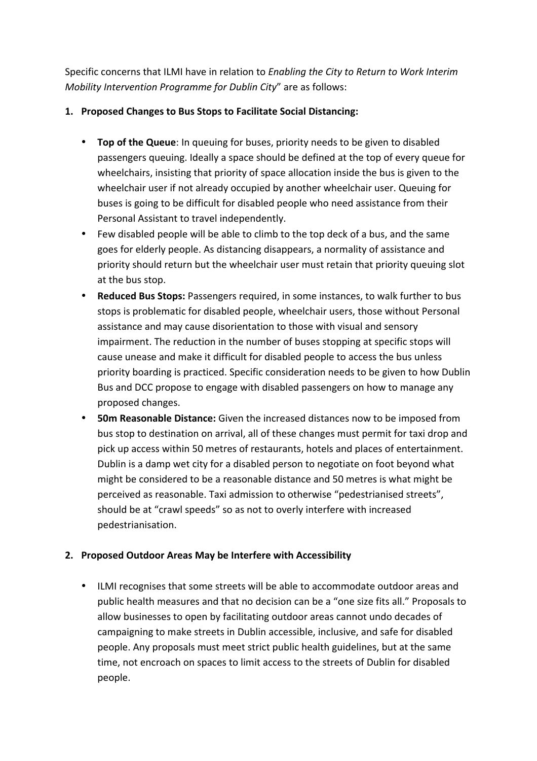Specific concerns that ILMI have in relation to *Enabling the City to Return to Work Interim Mobility Intervention Programme for Dublin City*" are as follows:

**1. Proposed Changes to Bus Stops to Facilitate Social Distancing:**

- **Top of the Queue**: In queuing for buses, priority needs to be given to disabled passengers queuing. Ideally a space should be defined at the top of every queue for wheelchairs, insisting that priority of space allocation inside the bus is given to the wheelchair user if not already occupied by another wheelchair user. Queuing for buses is going to be difficult for disabled people who need assistance from their Personal Assistant to travel independently.
- Few disabled people will be able to climb to the top deck of a bus, and the same goes for elderly people. As distancing disappears, a normality of assistance and priority should return but the wheelchair user must retain that priority queuing slot at the bus stop.
- **Reduced Bus Stops:** Passengers required, in some instances, to walk further to bus stops is problematic for disabled people, wheelchair users, those without Personal assistance and may cause disorientation to those with visual and sensory impairment. The reduction in the number of buses stopping at specific stops will cause unease and make it difficult for disabled people to access the bus unless priority boarding is practiced. Specific consideration needs to be given to how Dublin Bus and DCC propose to engage with disabled passengers on how to manage any proposed changes.
- **50m Reasonable Distance:** Given the increased distances now to be imposed from bus stop to destination on arrival, all of these changes must permit for taxi drop and pick up access within 50 metres of restaurants, hotels and places of entertainment. Dublin is a damp wet city for a disabled person to negotiate on foot beyond what might be considered to be a reasonable distance and 50 metres is what might be perceived as reasonable. Taxi admission to otherwise "pedestrianised streets", should be at "crawl speeds" so as not to overly interfere with increased pedestrianisation.

**2. Proposed Outdoor Areas May be Interfere with Accessibility**

- ILMI recognises that some streets will be able to accommodate outdoor areas and public health measures and that no decision can be a "one size fits all." Proposals to allow businesses to open by facilitating outdoor areas cannot undo decades of campaigning to make streets in Dublin accessible, inclusive, and safe for disabled people. Any proposals must meet strict public health guidelines, but at the same time, not encroach on spaces to limit access to the streets of Dublin for disabled people.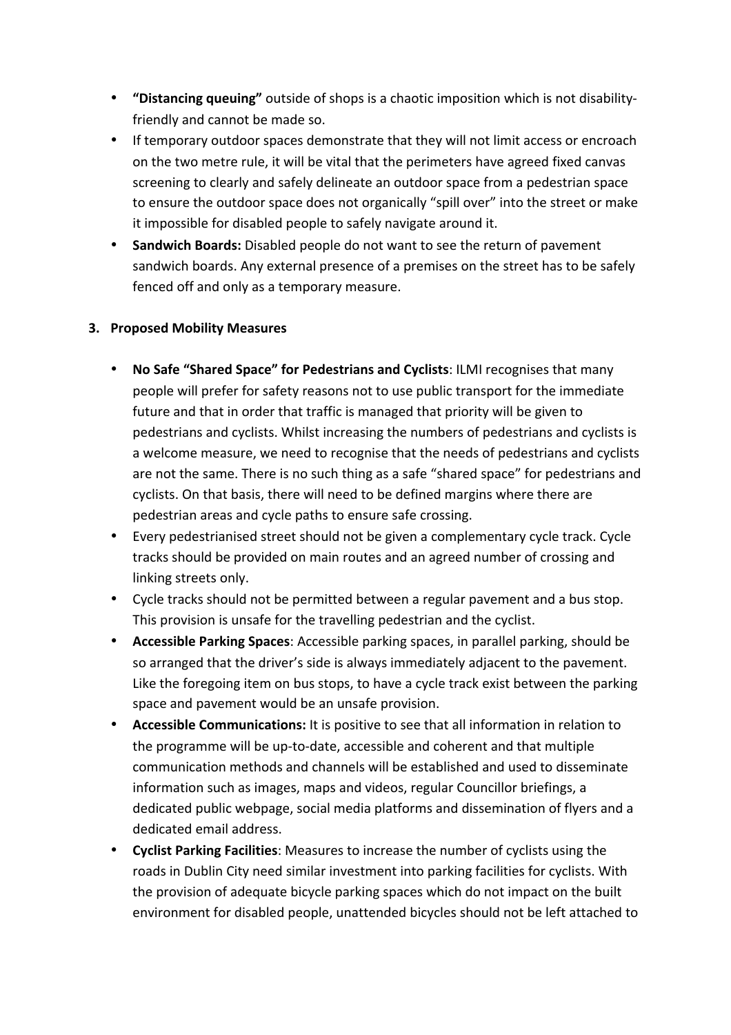- **"Distancing queuing"** outside of shops is a chaotic imposition which is not disability-friendly and cannot be made so.
- If temporary outdoor spaces demonstrate that they will not limit access or encroach on the two metre rule, it will be vital that the perimeters have agreed fixed canvas screening to clearly and safely delineate an outdoor space from a pedestrian space to ensure the outdoor space does not organically "spill over" into the street or make it impossible for disabled people to safely navigate around it.
- **Sandwich Boards:** Disabled people do not want to see the return of pavement sandwich boards. Any external presence of a premises on the street has to be safely fenced off and only as a temporary measure.

## 3. Proposed Mobility Measures

- **No Safe "Shared Space" for Pedestrians and Cyclists**: ILMI recognises that many people will prefer for safety reasons not to use public transport for the immediate future and that in order that traffic is managed that priority will be given to pedestrians and cyclists. Whilst increasing the numbers of pedestrians and cyclists is a welcome measure, we need to recognise that the needs of pedestrians and cyclists are not the same. There is no such thing as a safe "shared space" for pedestrians and cyclists. On that basis, there will need to be defined margins where there are pedestrian areas and cycle paths to ensure safe crossing.
- Every pedestrianised street should not be given a complementary cycle track. Cycle tracks should be provided on main routes and an agreed number of crossing and linking streets only.
- Cycle tracks should not be permitted between a regular pavement and a bus stop. This provision is unsafe for the travelling pedestrian and the cyclist.
- **Accessible Parking Spaces**: Accessible parking spaces, in parallel parking, should be so arranged that the driver's side is always immediately adjacent to the pavement. Like the foregoing item on bus stops, to have a cycle track exist between the parking space and pavement would be an unsafe provision.
- **Accessible Communications:** It is positive to see that all information in relation to the programme will be up-to-date, accessible and coherent and that multiple communication methods and channels will be established and used to disseminate information such as images, maps and videos, regular Councillor briefings, a dedicated public webpage, social media platforms and dissemination of flyers and a dedicated email address.
- **Cyclist Parking Facilities**: Measures to increase the number of cyclists using the roads in Dublin City need similar investment into parking facilities for cyclists. With the provision of adequate bicycle parking spaces which do not impact on the built environment for disabled people, unattended bicycles should not be left attached to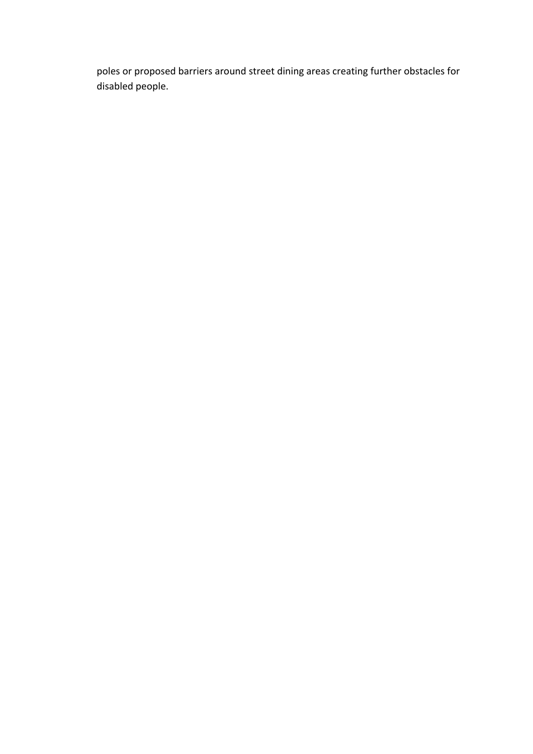poles or proposed barriers around street dining areas creating further obstacles for disabled people.